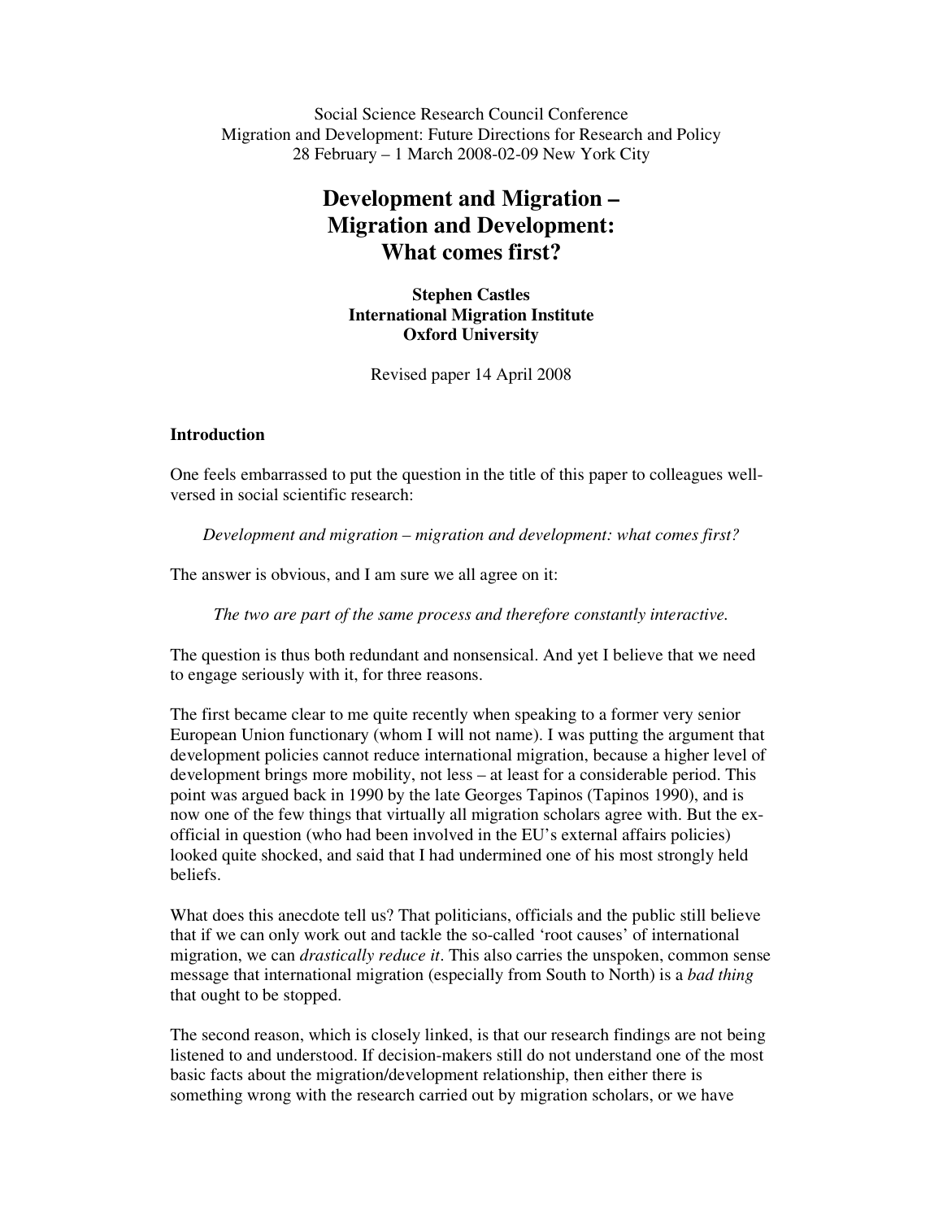Social Science Research Council Conference
Migration and Development: Future Directions for Research and Policy
28 February – 1 March 2008-02-09 New York City

# Development and Migration – Migration and Development: What comes first?

**Stephen Castles**
**International Migration Institute**
**Oxford University**

Revised paper 14 April 2008

## Introduction

One feels embarrassed to put the question in the title of this paper to colleagues well-versed in social scientific research:

*Development and migration – migration and development: what comes first?*

The answer is obvious, and I am sure we all agree on it:

*The two are part of the same process and therefore constantly interactive.*

The question is thus both redundant and nonsensical. And yet I believe that we need to engage seriously with it, for three reasons.

The first became clear to me quite recently when speaking to a former very senior European Union functionary (whom I will not name). I was putting the argument that development policies cannot reduce international migration, because a higher level of development brings more mobility, not less – at least for a considerable period. This point was argued back in 1990 by the late Georges Tapinos (Tapinos 1990), and is now one of the few things that virtually all migration scholars agree with. But the ex-official in question (who had been involved in the EU's external affairs policies) looked quite shocked, and said that I had undermined one of his most strongly held beliefs.

What does this anecdote tell us? That politicians, officials and the public still believe that if we can only work out and tackle the so-called 'root causes' of international migration, we can *drastically reduce it*. This also carries the unspoken, common sense message that international migration (especially from South to North) is a *bad thing* that ought to be stopped.

The second reason, which is closely linked, is that our research findings are not being listened to and understood. If decision-makers still do not understand one of the most basic facts about the migration/development relationship, then either there is something wrong with the research carried out by migration scholars, or we have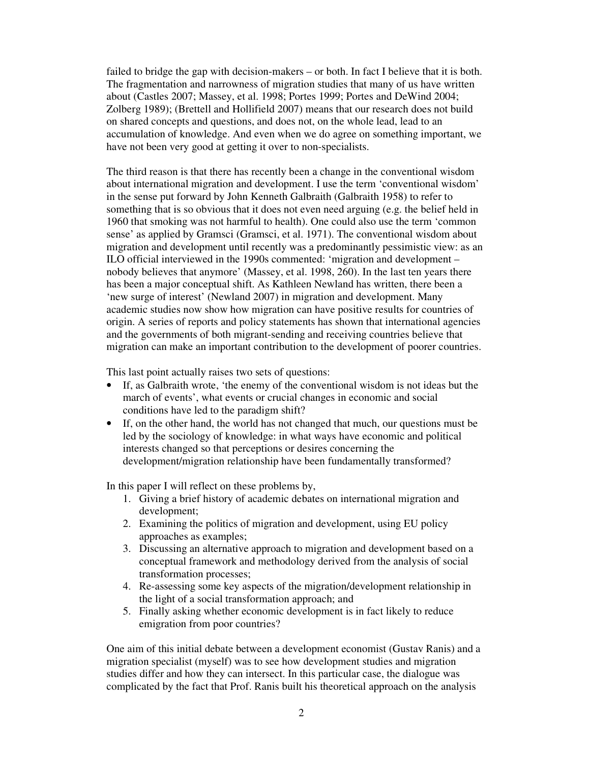failed to bridge the gap with decision-makers – or both. In fact I believe that it is both. The fragmentation and narrowness of migration studies that many of us have written about (Castles 2007; Massey, et al. 1998; Portes 1999; Portes and DeWind 2004; Zolberg 1989); (Brettell and Hollifield 2007) means that our research does not build on shared concepts and questions, and does not, on the whole lead, lead to an accumulation of knowledge. And even when we do agree on something important, we have not been very good at getting it over to non-specialists.

The third reason is that there has recently been a change in the conventional wisdom about international migration and development. I use the term 'conventional wisdom' in the sense put forward by John Kenneth Galbraith (Galbraith 1958) to refer to something that is so obvious that it does not even need arguing (e.g. the belief held in 1960 that smoking was not harmful to health). One could also use the term 'common sense' as applied by Gramsci (Gramsci, et al. 1971). The conventional wisdom about migration and development until recently was a predominantly pessimistic view: as an ILO official interviewed in the 1990s commented: 'migration and development – nobody believes that anymore' (Massey, et al. 1998, 260). In the last ten years there has been a major conceptual shift. As Kathleen Newland has written, there been a 'new surge of interest' (Newland 2007) in migration and development. Many academic studies now show how migration can have positive results for countries of origin. A series of reports and policy statements has shown that international agencies and the governments of both migrant-sending and receiving countries believe that migration can make an important contribution to the development of poorer countries.

This last point actually raises two sets of questions:

- If, as Galbraith wrote, 'the enemy of the conventional wisdom is not ideas but the march of events', what events or crucial changes in economic and social conditions have led to the paradigm shift?
- If, on the other hand, the world has not changed that much, our questions must be led by the sociology of knowledge: in what ways have economic and political interests changed so that perceptions or desires concerning the development/migration relationship have been fundamentally transformed?

In this paper I will reflect on these problems by,

1. Giving a brief history of academic debates on international migration and development;
2. Examining the politics of migration and development, using EU policy approaches as examples;
3. Discussing an alternative approach to migration and development based on a conceptual framework and methodology derived from the analysis of social transformation processes;
4. Re-assessing some key aspects of the migration/development relationship in the light of a social transformation approach; and
5. Finally asking whether economic development is in fact likely to reduce emigration from poor countries?

One aim of this initial debate between a development economist (Gustav Ranis) and a migration specialist (myself) was to see how development studies and migration studies differ and how they can intersect. In this particular case, the dialogue was complicated by the fact that Prof. Ranis built his theoretical approach on the analysis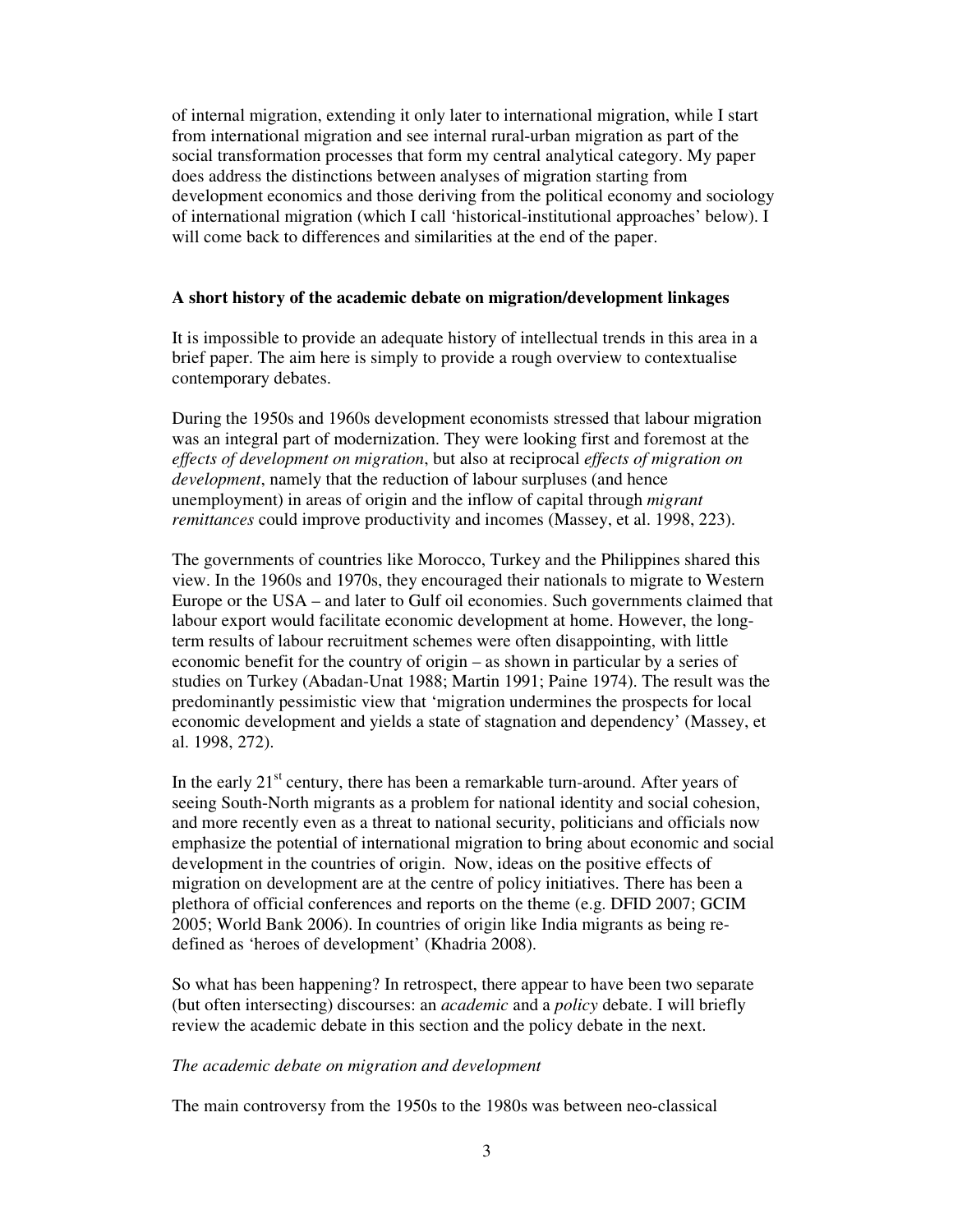of internal migration, extending it only later to international migration, while I start from international migration and see internal rural-urban migration as part of the social transformation processes that form my central analytical category. My paper does address the distinctions between analyses of migration starting from development economics and those deriving from the political economy and sociology of international migration (which I call 'historical-institutional approaches' below). I will come back to differences and similarities at the end of the paper.

## A short history of the academic debate on migration/development linkages

It is impossible to provide an adequate history of intellectual trends in this area in a brief paper. The aim here is simply to provide a rough overview to contextualise contemporary debates.

During the 1950s and 1960s development economists stressed that labour migration was an integral part of modernization. They were looking first and foremost at the *effects of development on migration*, but also at reciprocal *effects of migration on development*, namely that the reduction of labour surpluses (and hence unemployment) in areas of origin and the inflow of capital through *migrant remittances* could improve productivity and incomes (Massey, et al. 1998, 223).

The governments of countries like Morocco, Turkey and the Philippines shared this view. In the 1960s and 1970s, they encouraged their nationals to migrate to Western Europe or the USA – and later to Gulf oil economies. Such governments claimed that labour export would facilitate economic development at home. However, the long-term results of labour recruitment schemes were often disappointing, with little economic benefit for the country of origin – as shown in particular by a series of studies on Turkey (Abadan-Unat 1988; Martin 1991; Paine 1974). The result was the predominantly pessimistic view that 'migration undermines the prospects for local economic development and yields a state of stagnation and dependency' (Massey, et al. 1998, 272).

In the early 21st century, there has been a remarkable turn-around. After years of seeing South-North migrants as a problem for national identity and social cohesion, and more recently even as a threat to national security, politicians and officials now emphasize the potential of international migration to bring about economic and social development in the countries of origin. Now, ideas on the positive effects of migration on development are at the centre of policy initiatives. There has been a plethora of official conferences and reports on the theme (e.g. DFID 2007; GCIM 2005; World Bank 2006). In countries of origin like India migrants as being re-defined as 'heroes of development' (Khadria 2008).

So what has been happening? In retrospect, there appear to have been two separate (but often intersecting) discourses: an *academic* and a *policy* debate. I will briefly review the academic debate in this section and the policy debate in the next.

### *The academic debate on migration and development*

The main controversy from the 1950s to the 1980s was between neo-classical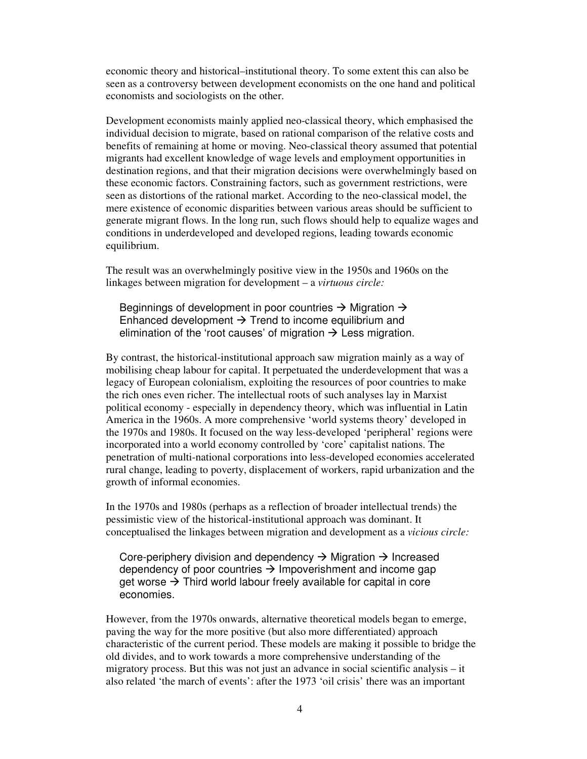economic theory and historical–institutional theory. To some extent this can also be seen as a controversy between development economists on the one hand and political economists and sociologists on the other.

Development economists mainly applied neo-classical theory, which emphasised the individual decision to migrate, based on rational comparison of the relative costs and benefits of remaining at home or moving. Neo-classical theory assumed that potential migrants had excellent knowledge of wage levels and employment opportunities in destination regions, and that their migration decisions were overwhelmingly based on these economic factors. Constraining factors, such as government restrictions, were seen as distortions of the rational market. According to the neo-classical model, the mere existence of economic disparities between various areas should be sufficient to generate migrant flows. In the long run, such flows should help to equalize wages and conditions in underdeveloped and developed regions, leading towards economic equilibrium.

The result was an overwhelmingly positive view in the 1950s and 1960s on the linkages between migration for development – a *virtuous circle:*

> Beginnings of development in poor countries → Migration → Enhanced development → Trend to income equilibrium and elimination of the 'root causes' of migration → Less migration.

By contrast, the historical-institutional approach saw migration mainly as a way of mobilising cheap labour for capital. It perpetuated the underdevelopment that was a legacy of European colonialism, exploiting the resources of poor countries to make the rich ones even richer. The intellectual roots of such analyses lay in Marxist political economy - especially in dependency theory, which was influential in Latin America in the 1960s. A more comprehensive 'world systems theory' developed in the 1970s and 1980s. It focused on the way less-developed 'peripheral' regions were incorporated into a world economy controlled by 'core' capitalist nations. The penetration of multi-national corporations into less-developed economies accelerated rural change, leading to poverty, displacement of workers, rapid urbanization and the growth of informal economies.

In the 1970s and 1980s (perhaps as a reflection of broader intellectual trends) the pessimistic view of the historical-institutional approach was dominant. It conceptualised the linkages between migration and development as a *vicious circle:*

> Core-periphery division and dependency → Migration → Increased dependency of poor countries → Impoverishment and income gap get worse → Third world labour freely available for capital in core economies.

However, from the 1970s onwards, alternative theoretical models began to emerge, paving the way for the more positive (but also more differentiated) approach characteristic of the current period. These models are making it possible to bridge the old divides, and to work towards a more comprehensive understanding of the migratory process. But this was not just an advance in social scientific analysis – it also related 'the march of events': after the 1973 'oil crisis' there was an important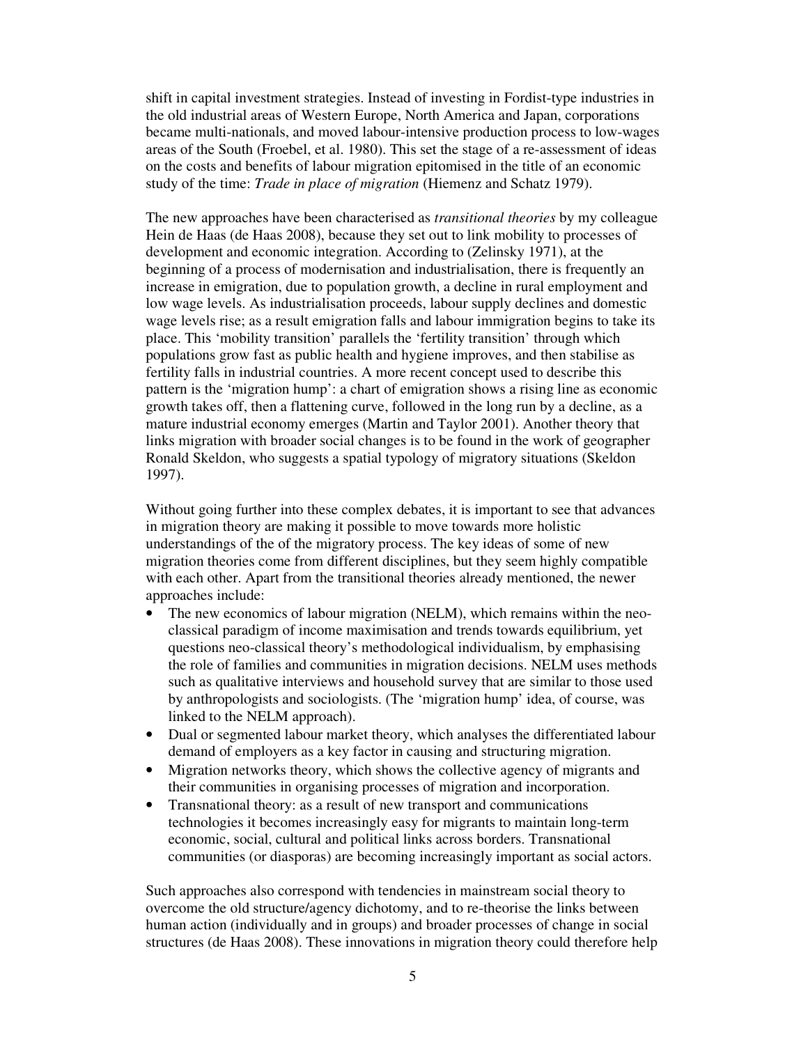shift in capital investment strategies. Instead of investing in Fordist-type industries in the old industrial areas of Western Europe, North America and Japan, corporations became multi-nationals, and moved labour-intensive production process to low-wages areas of the South (Froebel, et al. 1980). This set the stage of a re-assessment of ideas on the costs and benefits of labour migration epitomised in the title of an economic study of the time: *Trade in place of migration* (Hiemenz and Schatz 1979).

The new approaches have been characterised as *transitional theories* by my colleague Hein de Haas (de Haas 2008), because they set out to link mobility to processes of development and economic integration. According to (Zelinsky 1971), at the beginning of a process of modernisation and industrialisation, there is frequently an increase in emigration, due to population growth, a decline in rural employment and low wage levels. As industrialisation proceeds, labour supply declines and domestic wage levels rise; as a result emigration falls and labour immigration begins to take its place. This 'mobility transition' parallels the 'fertility transition' through which populations grow fast as public health and hygiene improves, and then stabilise as fertility falls in industrial countries. A more recent concept used to describe this pattern is the 'migration hump': a chart of emigration shows a rising line as economic growth takes off, then a flattening curve, followed in the long run by a decline, as a mature industrial economy emerges (Martin and Taylor 2001). Another theory that links migration with broader social changes is to be found in the work of geographer Ronald Skeldon, who suggests a spatial typology of migratory situations (Skeldon 1997).

Without going further into these complex debates, it is important to see that advances in migration theory are making it possible to move towards more holistic understandings of the of the migratory process. The key ideas of some of new migration theories come from different disciplines, but they seem highly compatible with each other. Apart from the transitional theories already mentioned, the newer approaches include:

- The new economics of labour migration (NELM), which remains within the neo-classical paradigm of income maximisation and trends towards equilibrium, yet questions neo-classical theory's methodological individualism, by emphasising the role of families and communities in migration decisions. NELM uses methods such as qualitative interviews and household survey that are similar to those used by anthropologists and sociologists. (The 'migration hump' idea, of course, was linked to the NELM approach).
- Dual or segmented labour market theory, which analyses the differentiated labour demand of employers as a key factor in causing and structuring migration.
- Migration networks theory, which shows the collective agency of migrants and their communities in organising processes of migration and incorporation.
- Transnational theory: as a result of new transport and communications technologies it becomes increasingly easy for migrants to maintain long-term economic, social, cultural and political links across borders. Transnational communities (or diasporas) are becoming increasingly important as social actors.

Such approaches also correspond with tendencies in mainstream social theory to overcome the old structure/agency dichotomy, and to re-theorise the links between human action (individually and in groups) and broader processes of change in social structures (de Haas 2008). These innovations in migration theory could therefore help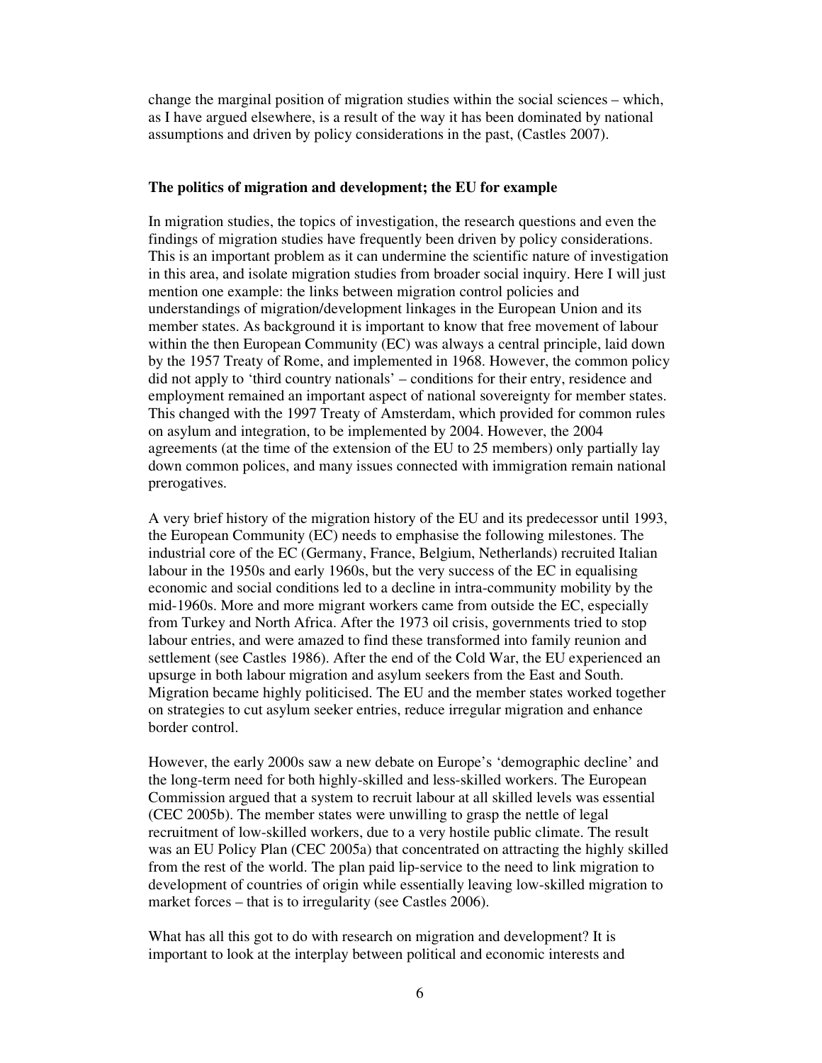change the marginal position of migration studies within the social sciences – which, as I have argued elsewhere, is a result of the way it has been dominated by national assumptions and driven by policy considerations in the past, (Castles 2007).

**The politics of migration and development; the EU for example**

In migration studies, the topics of investigation, the research questions and even the findings of migration studies have frequently been driven by policy considerations. This is an important problem as it can undermine the scientific nature of investigation in this area, and isolate migration studies from broader social inquiry. Here I will just mention one example: the links between migration control policies and understandings of migration/development linkages in the European Union and its member states. As background it is important to know that free movement of labour within the then European Community (EC) was always a central principle, laid down by the 1957 Treaty of Rome, and implemented in 1968. However, the common policy did not apply to 'third country nationals' – conditions for their entry, residence and employment remained an important aspect of national sovereignty for member states. This changed with the 1997 Treaty of Amsterdam, which provided for common rules on asylum and integration, to be implemented by 2004. However, the 2004 agreements (at the time of the extension of the EU to 25 members) only partially lay down common polices, and many issues connected with immigration remain national prerogatives.

A very brief history of the migration history of the EU and its predecessor until 1993, the European Community (EC) needs to emphasise the following milestones. The industrial core of the EC (Germany, France, Belgium, Netherlands) recruited Italian labour in the 1950s and early 1960s, but the very success of the EC in equalising economic and social conditions led to a decline in intra-community mobility by the mid-1960s. More and more migrant workers came from outside the EC, especially from Turkey and North Africa. After the 1973 oil crisis, governments tried to stop labour entries, and were amazed to find these transformed into family reunion and settlement (see Castles 1986). After the end of the Cold War, the EU experienced an upsurge in both labour migration and asylum seekers from the East and South. Migration became highly politicised. The EU and the member states worked together on strategies to cut asylum seeker entries, reduce irregular migration and enhance border control.

However, the early 2000s saw a new debate on Europe's 'demographic decline' and the long-term need for both highly-skilled and less-skilled workers. The European Commission argued that a system to recruit labour at all skilled levels was essential (CEC 2005b). The member states were unwilling to grasp the nettle of legal recruitment of low-skilled workers, due to a very hostile public climate. The result was an EU Policy Plan (CEC 2005a) that concentrated on attracting the highly skilled from the rest of the world. The plan paid lip-service to the need to link migration to development of countries of origin while essentially leaving low-skilled migration to market forces – that is to irregularity (see Castles 2006).

What has all this got to do with research on migration and development? It is important to look at the interplay between political and economic interests and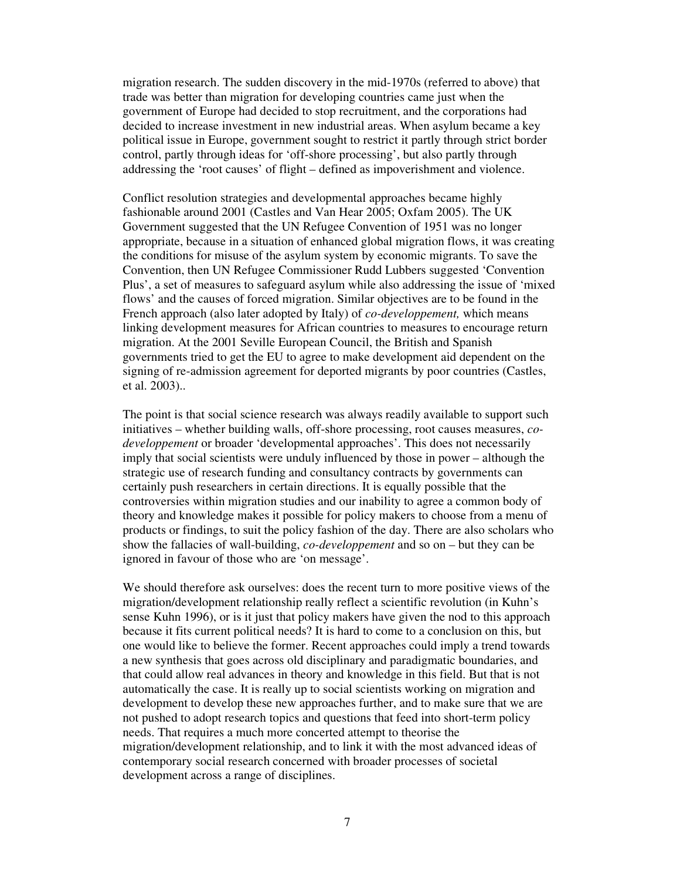migration research. The sudden discovery in the mid-1970s (referred to above) that trade was better than migration for developing countries came just when the government of Europe had decided to stop recruitment, and the corporations had decided to increase investment in new industrial areas. When asylum became a key political issue in Europe, government sought to restrict it partly through strict border control, partly through ideas for 'off-shore processing', but also partly through addressing the 'root causes' of flight – defined as impoverishment and violence.

Conflict resolution strategies and developmental approaches became highly fashionable around 2001 (Castles and Van Hear 2005; Oxfam 2005). The UK Government suggested that the UN Refugee Convention of 1951 was no longer appropriate, because in a situation of enhanced global migration flows, it was creating the conditions for misuse of the asylum system by economic migrants. To save the Convention, then UN Refugee Commissioner Rudd Lubbers suggested 'Convention Plus', a set of measures to safeguard asylum while also addressing the issue of 'mixed flows' and the causes of forced migration. Similar objectives are to be found in the French approach (also later adopted by Italy) of *co-developpement,* which means linking development measures for African countries to measures to encourage return migration. At the 2001 Seville European Council, the British and Spanish governments tried to get the EU to agree to make development aid dependent on the signing of re-admission agreement for deported migrants by poor countries (Castles, et al. 2003)..

The point is that social science research was always readily available to support such initiatives – whether building walls, off-shore processing, root causes measures, *co-developpement* or broader 'developmental approaches'. This does not necessarily imply that social scientists were unduly influenced by those in power – although the strategic use of research funding and consultancy contracts by governments can certainly push researchers in certain directions. It is equally possible that the controversies within migration studies and our inability to agree a common body of theory and knowledge makes it possible for policy makers to choose from a menu of products or findings, to suit the policy fashion of the day. There are also scholars who show the fallacies of wall-building, *co-developpement* and so on – but they can be ignored in favour of those who are 'on message'.

We should therefore ask ourselves: does the recent turn to more positive views of the migration/development relationship really reflect a scientific revolution (in Kuhn's sense Kuhn 1996), or is it just that policy makers have given the nod to this approach because it fits current political needs? It is hard to come to a conclusion on this, but one would like to believe the former. Recent approaches could imply a trend towards a new synthesis that goes across old disciplinary and paradigmatic boundaries, and that could allow real advances in theory and knowledge in this field. But that is not automatically the case. It is really up to social scientists working on migration and development to develop these new approaches further, and to make sure that we are not pushed to adopt research topics and questions that feed into short-term policy needs. That requires a much more concerted attempt to theorise the migration/development relationship, and to link it with the most advanced ideas of contemporary social research concerned with broader processes of societal development across a range of disciplines.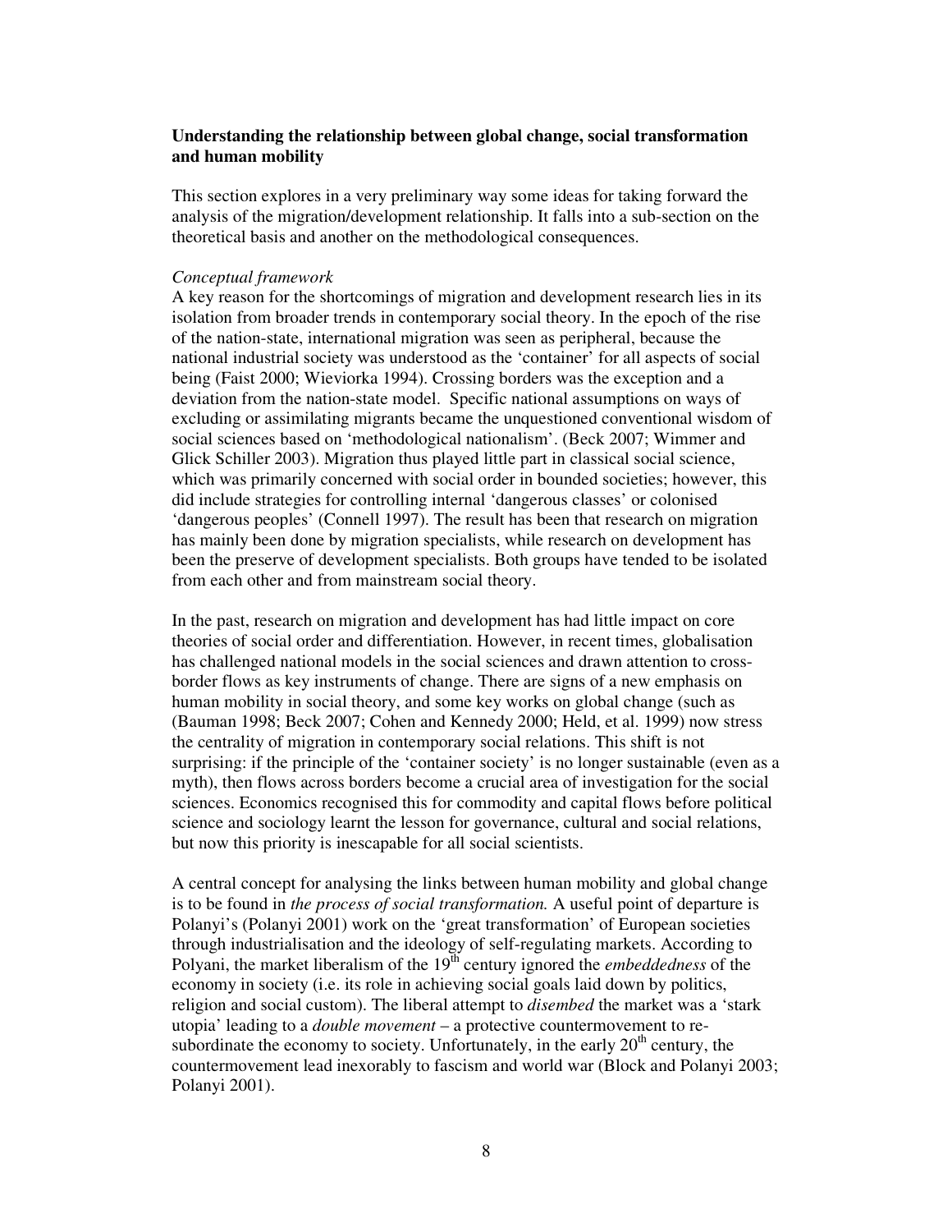**Understanding the relationship between global change, social transformation and human mobility**

This section explores in a very preliminary way some ideas for taking forward the analysis of the migration/development relationship. It falls into a sub-section on the theoretical basis and another on the methodological consequences.

*Conceptual framework*

A key reason for the shortcomings of migration and development research lies in its isolation from broader trends in contemporary social theory. In the epoch of the rise of the nation-state, international migration was seen as peripheral, because the national industrial society was understood as the 'container' for all aspects of social being (Faist 2000; Wieviorka 1994). Crossing borders was the exception and a deviation from the nation-state model. Specific national assumptions on ways of excluding or assimilating migrants became the unquestioned conventional wisdom of social sciences based on 'methodological nationalism'. (Beck 2007; Wimmer and Glick Schiller 2003). Migration thus played little part in classical social science, which was primarily concerned with social order in bounded societies; however, this did include strategies for controlling internal 'dangerous classes' or colonised 'dangerous peoples' (Connell 1997). The result has been that research on migration has mainly been done by migration specialists, while research on development has been the preserve of development specialists. Both groups have tended to be isolated from each other and from mainstream social theory.

In the past, research on migration and development has had little impact on core theories of social order and differentiation. However, in recent times, globalisation has challenged national models in the social sciences and drawn attention to cross-border flows as key instruments of change. There are signs of a new emphasis on human mobility in social theory, and some key works on global change (such as (Bauman 1998; Beck 2007; Cohen and Kennedy 2000; Held, et al. 1999) now stress the centrality of migration in contemporary social relations. This shift is not surprising: if the principle of the 'container society' is no longer sustainable (even as a myth), then flows across borders become a crucial area of investigation for the social sciences. Economics recognised this for commodity and capital flows before political science and sociology learnt the lesson for governance, cultural and social relations, but now this priority is inescapable for all social scientists.

A central concept for analysing the links between human mobility and global change is to be found in *the process of social transformation.* A useful point of departure is Polanyi's (Polanyi 2001) work on the 'great transformation' of European societies through industrialisation and the ideology of self-regulating markets. According to Polyani, the market liberalism of the 19th century ignored the *embeddedness* of the economy in society (i.e. its role in achieving social goals laid down by politics, religion and social custom). The liberal attempt to *disembed* the market was a 'stark utopia' leading to a *double movement* – a protective countermovement to re-subordinate the economy to society. Unfortunately, in the early 20th century, the countermovement lead inexorably to fascism and world war (Block and Polanyi 2003; Polanyi 2001).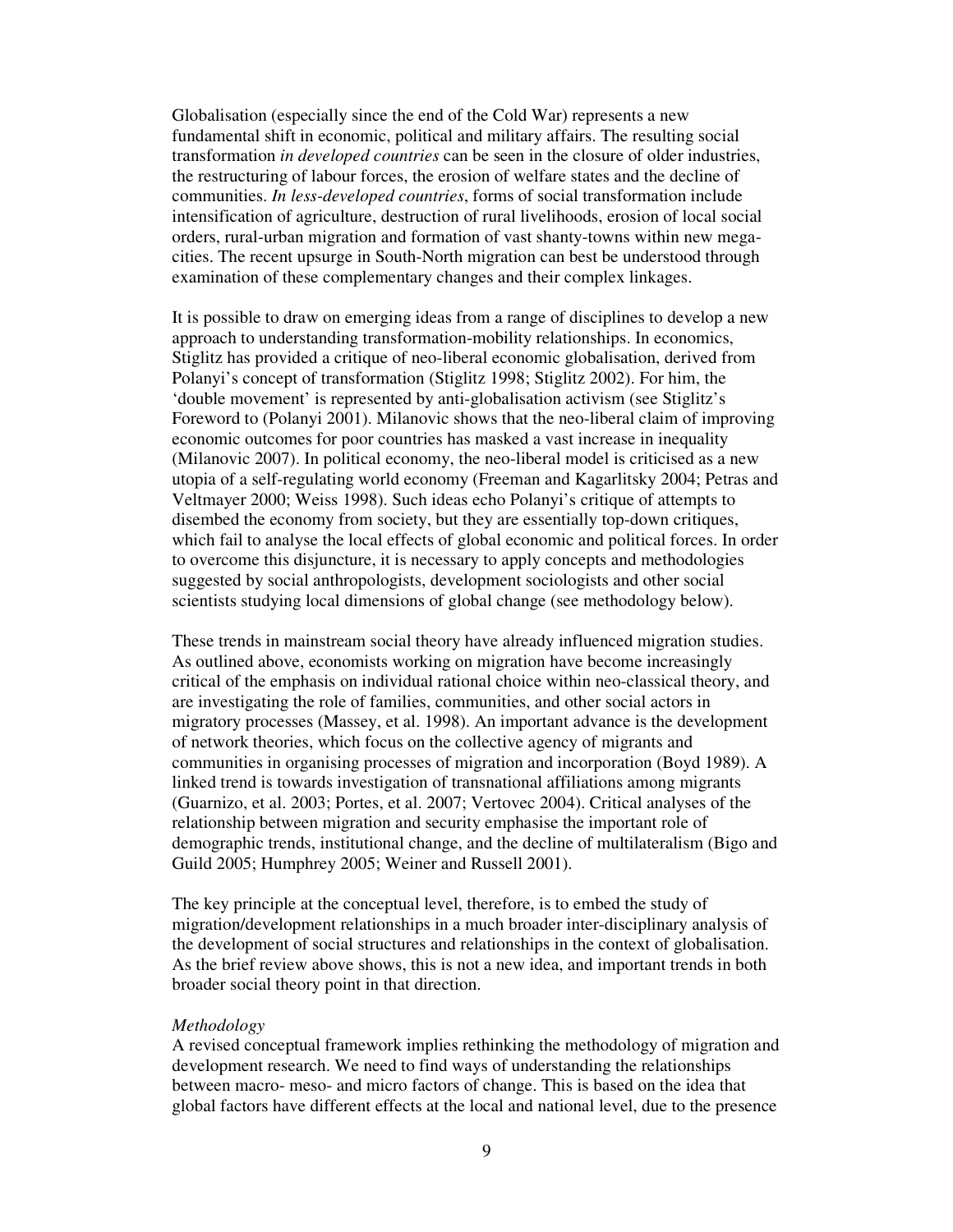Globalisation (especially since the end of the Cold War) represents a new fundamental shift in economic, political and military affairs. The resulting social transformation *in developed countries* can be seen in the closure of older industries, the restructuring of labour forces, the erosion of welfare states and the decline of communities. *In less-developed countries*, forms of social transformation include intensification of agriculture, destruction of rural livelihoods, erosion of local social orders, rural-urban migration and formation of vast shanty-towns within new mega-cities. The recent upsurge in South-North migration can best be understood through examination of these complementary changes and their complex linkages.

It is possible to draw on emerging ideas from a range of disciplines to develop a new approach to understanding transformation-mobility relationships. In economics, Stiglitz has provided a critique of neo-liberal economic globalisation, derived from Polanyi's concept of transformation (Stiglitz 1998; Stiglitz 2002). For him, the 'double movement' is represented by anti-globalisation activism (see Stiglitz's Foreword to (Polanyi 2001). Milanovic shows that the neo-liberal claim of improving economic outcomes for poor countries has masked a vast increase in inequality (Milanovic 2007). In political economy, the neo-liberal model is criticised as a new utopia of a self-regulating world economy (Freeman and Kagarlitsky 2004; Petras and Veltmayer 2000; Weiss 1998). Such ideas echo Polanyi's critique of attempts to disembed the economy from society, but they are essentially top-down critiques, which fail to analyse the local effects of global economic and political forces. In order to overcome this disjuncture, it is necessary to apply concepts and methodologies suggested by social anthropologists, development sociologists and other social scientists studying local dimensions of global change (see methodology below).

These trends in mainstream social theory have already influenced migration studies. As outlined above, economists working on migration have become increasingly critical of the emphasis on individual rational choice within neo-classical theory, and are investigating the role of families, communities, and other social actors in migratory processes (Massey, et al. 1998). An important advance is the development of network theories, which focus on the collective agency of migrants and communities in organising processes of migration and incorporation (Boyd 1989). A linked trend is towards investigation of transnational affiliations among migrants (Guarnizo, et al. 2003; Portes, et al. 2007; Vertovec 2004). Critical analyses of the relationship between migration and security emphasise the important role of demographic trends, institutional change, and the decline of multilateralism (Bigo and Guild 2005; Humphrey 2005; Weiner and Russell 2001).

The key principle at the conceptual level, therefore, is to embed the study of migration/development relationships in a much broader inter-disciplinary analysis of the development of social structures and relationships in the context of globalisation. As the brief review above shows, this is not a new idea, and important trends in both broader social theory point in that direction.

*Methodology*

A revised conceptual framework implies rethinking the methodology of migration and development research. We need to find ways of understanding the relationships between macro- meso- and micro factors of change. This is based on the idea that global factors have different effects at the local and national level, due to the presence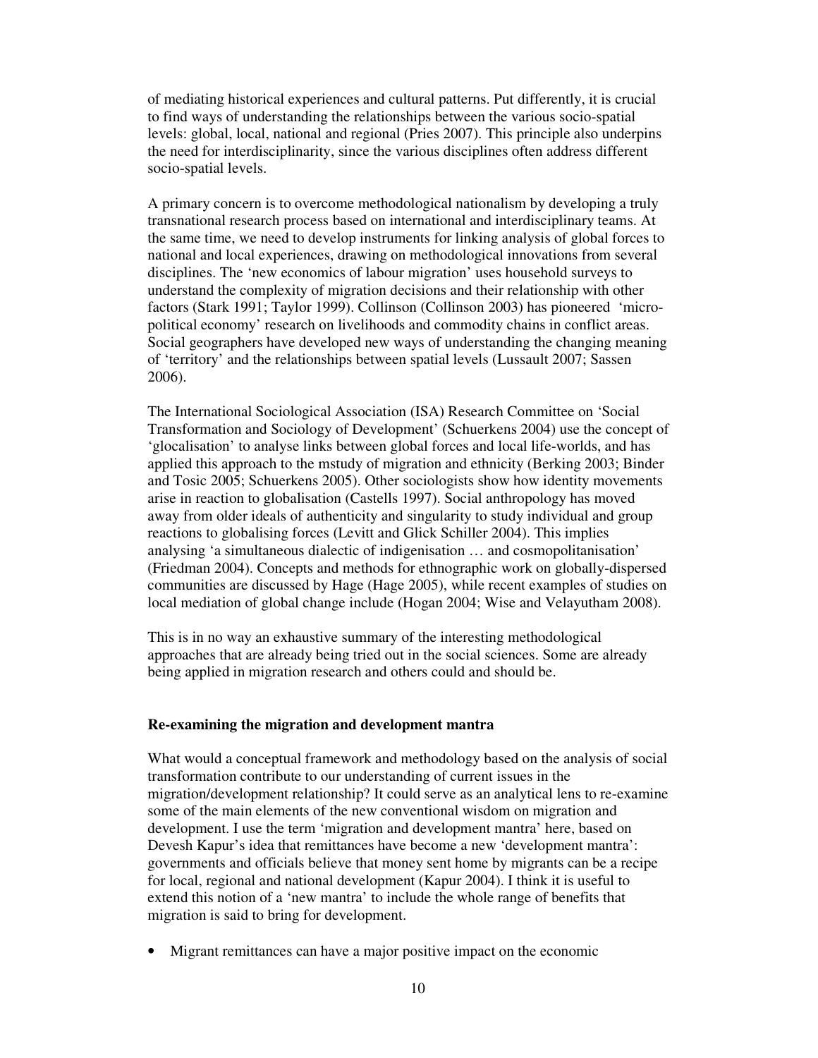of mediating historical experiences and cultural patterns. Put differently, it is crucial to find ways of understanding the relationships between the various socio-spatial levels: global, local, national and regional (Pries 2007). This principle also underpins the need for interdisciplinarity, since the various disciplines often address different socio-spatial levels.

A primary concern is to overcome methodological nationalism by developing a truly transnational research process based on international and interdisciplinary teams. At the same time, we need to develop instruments for linking analysis of global forces to national and local experiences, drawing on methodological innovations from several disciplines. The 'new economics of labour migration' uses household surveys to understand the complexity of migration decisions and their relationship with other factors (Stark 1991; Taylor 1999). Collinson (Collinson 2003) has pioneered 'micro-political economy' research on livelihoods and commodity chains in conflict areas. Social geographers have developed new ways of understanding the changing meaning of 'territory' and the relationships between spatial levels (Lussault 2007; Sassen 2006).

The International Sociological Association (ISA) Research Committee on 'Social Transformation and Sociology of Development' (Schuerkens 2004) use the concept of 'glocalisation' to analyse links between global forces and local life-worlds, and has applied this approach to the mstudy of migration and ethnicity (Berking 2003; Binder and Tosic 2005; Schuerkens 2005). Other sociologists show how identity movements arise in reaction to globalisation (Castells 1997). Social anthropology has moved away from older ideals of authenticity and singularity to study individual and group reactions to globalising forces (Levitt and Glick Schiller 2004). This implies analysing 'a simultaneous dialectic of indigenisation … and cosmopolitanisation' (Friedman 2004). Concepts and methods for ethnographic work on globally-dispersed communities are discussed by Hage (Hage 2005), while recent examples of studies on local mediation of global change include (Hogan 2004; Wise and Velayutham 2008).

This is in no way an exhaustive summary of the interesting methodological approaches that are already being tried out in the social sciences. Some are already being applied in migration research and others could and should be.

**Re-examining the migration and development mantra**

What would a conceptual framework and methodology based on the analysis of social transformation contribute to our understanding of current issues in the migration/development relationship? It could serve as an analytical lens to re-examine some of the main elements of the new conventional wisdom on migration and development. I use the term 'migration and development mantra' here, based on Devesh Kapur's idea that remittances have become a new 'development mantra': governments and officials believe that money sent home by migrants can be a recipe for local, regional and national development (Kapur 2004). I think it is useful to extend this notion of a 'new mantra' to include the whole range of benefits that migration is said to bring for development.

- Migrant remittances can have a major positive impact on the economic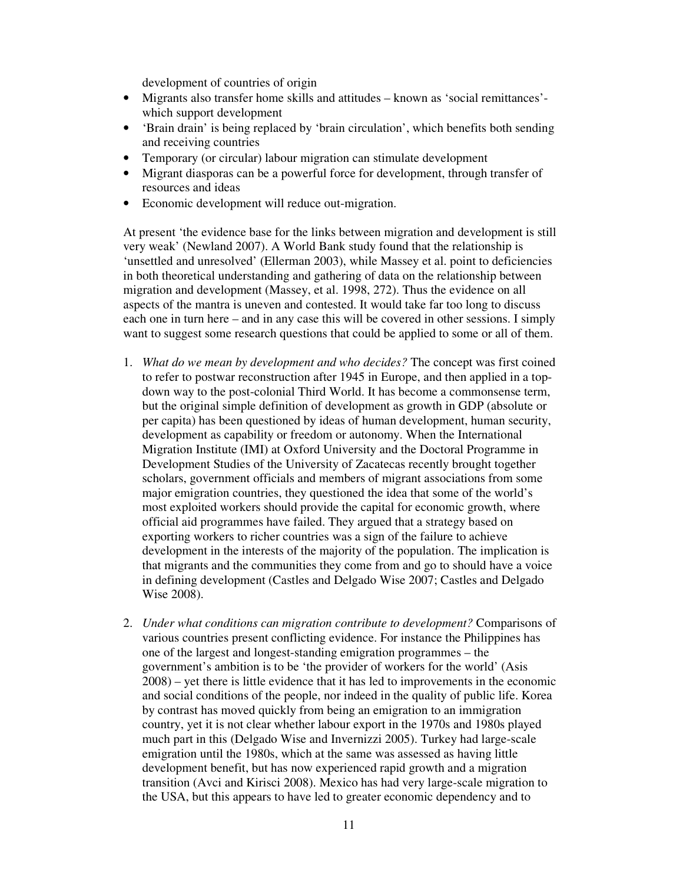development of countries of origin

- Migrants also transfer home skills and attitudes – known as 'social remittances'- which support development
- 'Brain drain' is being replaced by 'brain circulation', which benefits both sending and receiving countries
- Temporary (or circular) labour migration can stimulate development
- Migrant diasporas can be a powerful force for development, through transfer of resources and ideas
- Economic development will reduce out-migration.

At present 'the evidence base for the links between migration and development is still very weak' (Newland 2007). A World Bank study found that the relationship is 'unsettled and unresolved' (Ellerman 2003), while Massey et al. point to deficiencies in both theoretical understanding and gathering of data on the relationship between migration and development (Massey, et al. 1998, 272). Thus the evidence on all aspects of the mantra is uneven and contested. It would take far too long to discuss each one in turn here – and in any case this will be covered in other sessions. I simply want to suggest some research questions that could be applied to some or all of them.

1. *What do we mean by development and who decides?* The concept was first coined to refer to postwar reconstruction after 1945 in Europe, and then applied in a top-down way to the post-colonial Third World. It has become a commonsense term, but the original simple definition of development as growth in GDP (absolute or per capita) has been questioned by ideas of human development, human security, development as capability or freedom or autonomy. When the International Migration Institute (IMI) at Oxford University and the Doctoral Programme in Development Studies of the University of Zacatecas recently brought together scholars, government officials and members of migrant associations from some major emigration countries, they questioned the idea that some of the world's most exploited workers should provide the capital for economic growth, where official aid programmes have failed. They argued that a strategy based on exporting workers to richer countries was a sign of the failure to achieve development in the interests of the majority of the population. The implication is that migrants and the communities they come from and go to should have a voice in defining development (Castles and Delgado Wise 2007; Castles and Delgado Wise 2008).

2. *Under what conditions can migration contribute to development?* Comparisons of various countries present conflicting evidence. For instance the Philippines has one of the largest and longest-standing emigration programmes – the government's ambition is to be 'the provider of workers for the world' (Asis 2008) – yet there is little evidence that it has led to improvements in the economic and social conditions of the people, nor indeed in the quality of public life. Korea by contrast has moved quickly from being an emigration to an immigration country, yet it is not clear whether labour export in the 1970s and 1980s played much part in this (Delgado Wise and Invernizzi 2005). Turkey had large-scale emigration until the 1980s, which at the same was assessed as having little development benefit, but has now experienced rapid growth and a migration transition (Avci and Kirisci 2008). Mexico has had very large-scale migration to the USA, but this appears to have led to greater economic dependency and to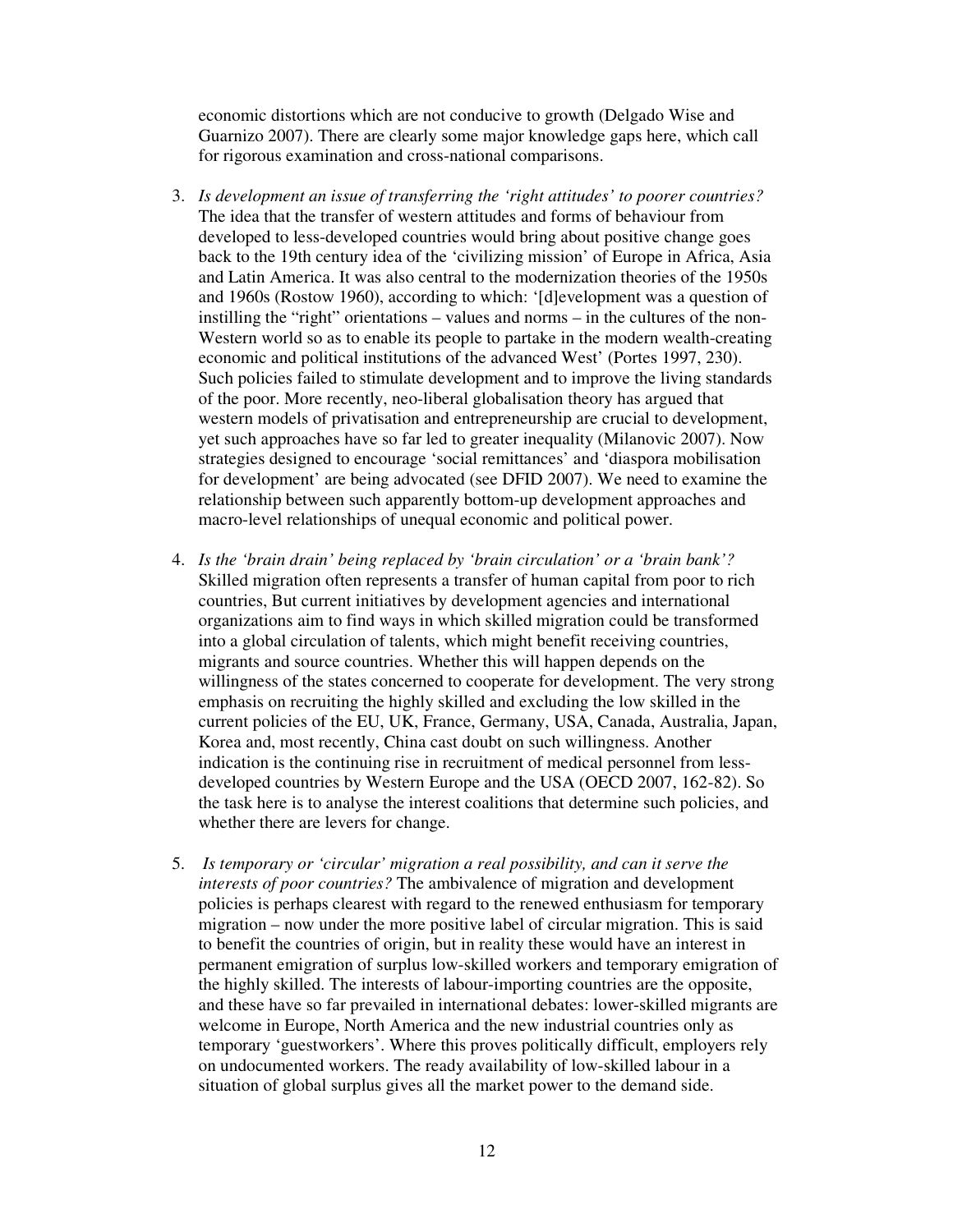economic distortions which are not conducive to growth (Delgado Wise and Guarnizo 2007). There are clearly some major knowledge gaps here, which call for rigorous examination and cross-national comparisons.

3. *Is development an issue of transferring the 'right attitudes' to poorer countries?* The idea that the transfer of western attitudes and forms of behaviour from developed to less-developed countries would bring about positive change goes back to the 19th century idea of the 'civilizing mission' of Europe in Africa, Asia and Latin America. It was also central to the modernization theories of the 1950s and 1960s (Rostow 1960), according to which: '[d]evelopment was a question of instilling the "right" orientations – values and norms – in the cultures of the non-Western world so as to enable its people to partake in the modern wealth-creating economic and political institutions of the advanced West' (Portes 1997, 230). Such policies failed to stimulate development and to improve the living standards of the poor. More recently, neo-liberal globalisation theory has argued that western models of privatisation and entrepreneurship are crucial to development, yet such approaches have so far led to greater inequality (Milanovic 2007). Now strategies designed to encourage 'social remittances' and 'diaspora mobilisation for development' are being advocated (see DFID 2007). We need to examine the relationship between such apparently bottom-up development approaches and macro-level relationships of unequal economic and political power.

4. *Is the 'brain drain' being replaced by 'brain circulation' or a 'brain bank'?* Skilled migration often represents a transfer of human capital from poor to rich countries, But current initiatives by development agencies and international organizations aim to find ways in which skilled migration could be transformed into a global circulation of talents, which might benefit receiving countries, migrants and source countries. Whether this will happen depends on the willingness of the states concerned to cooperate for development. The very strong emphasis on recruiting the highly skilled and excluding the low skilled in the current policies of the EU, UK, France, Germany, USA, Canada, Australia, Japan, Korea and, most recently, China cast doubt on such willingness. Another indication is the continuing rise in recruitment of medical personnel from less-developed countries by Western Europe and the USA (OECD 2007, 162-82). So the task here is to analyse the interest coalitions that determine such policies, and whether there are levers for change.

5. *Is temporary or 'circular' migration a real possibility, and can it serve the interests of poor countries?* The ambivalence of migration and development policies is perhaps clearest with regard to the renewed enthusiasm for temporary migration – now under the more positive label of circular migration. This is said to benefit the countries of origin, but in reality these would have an interest in permanent emigration of surplus low-skilled workers and temporary emigration of the highly skilled. The interests of labour-importing countries are the opposite, and these have so far prevailed in international debates: lower-skilled migrants are welcome in Europe, North America and the new industrial countries only as temporary 'guestworkers'. Where this proves politically difficult, employers rely on undocumented workers. The ready availability of low-skilled labour in a situation of global surplus gives all the market power to the demand side.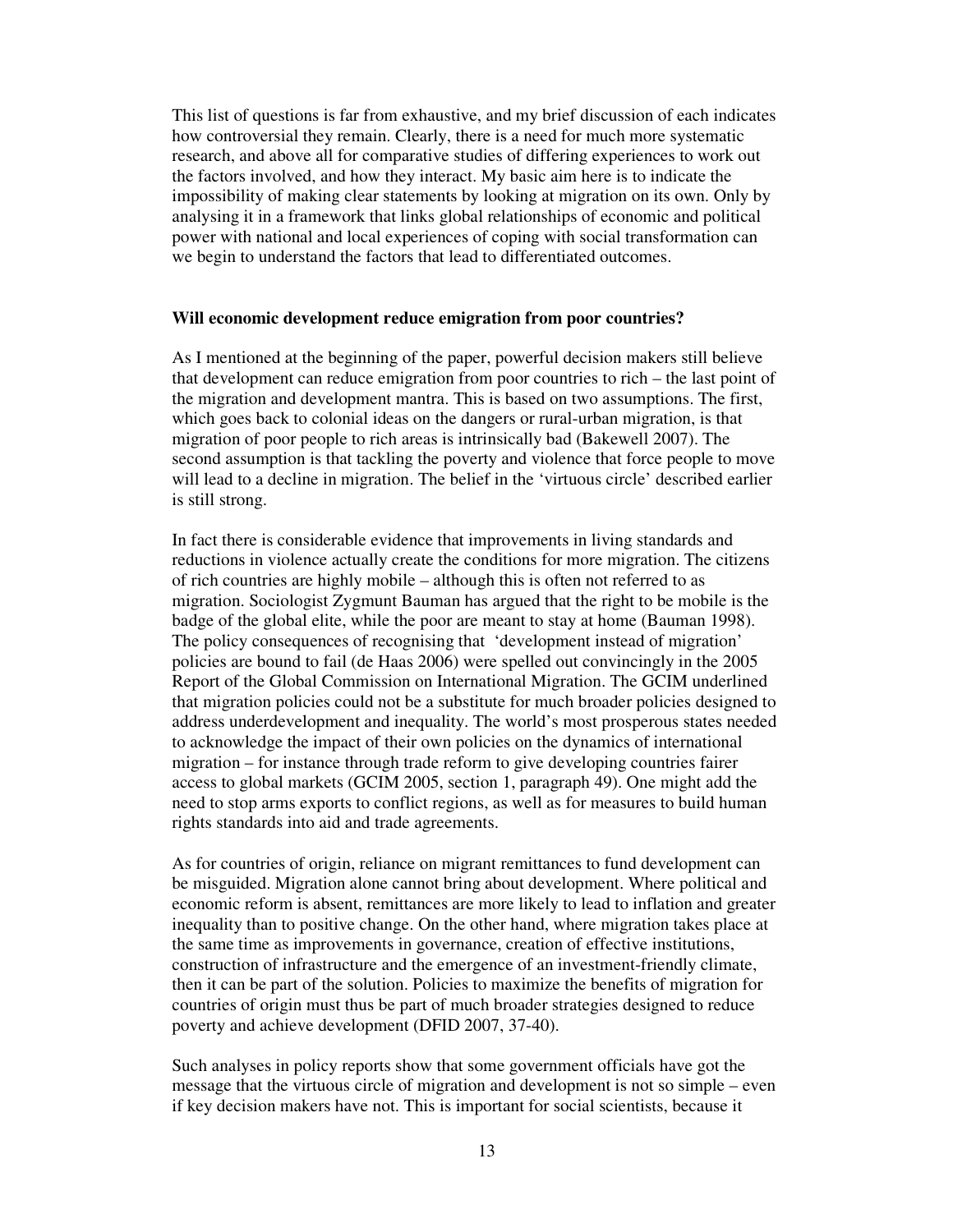This list of questions is far from exhaustive, and my brief discussion of each indicates how controversial they remain. Clearly, there is a need for much more systematic research, and above all for comparative studies of differing experiences to work out the factors involved, and how they interact. My basic aim here is to indicate the impossibility of making clear statements by looking at migration on its own. Only by analysing it in a framework that links global relationships of economic and political power with national and local experiences of coping with social transformation can we begin to understand the factors that lead to differentiated outcomes.

**Will economic development reduce emigration from poor countries?**

As I mentioned at the beginning of the paper, powerful decision makers still believe that development can reduce emigration from poor countries to rich – the last point of the migration and development mantra. This is based on two assumptions. The first, which goes back to colonial ideas on the dangers or rural-urban migration, is that migration of poor people to rich areas is intrinsically bad (Bakewell 2007). The second assumption is that tackling the poverty and violence that force people to move will lead to a decline in migration. The belief in the 'virtuous circle' described earlier is still strong.

In fact there is considerable evidence that improvements in living standards and reductions in violence actually create the conditions for more migration. The citizens of rich countries are highly mobile – although this is often not referred to as migration. Sociologist Zygmunt Bauman has argued that the right to be mobile is the badge of the global elite, while the poor are meant to stay at home (Bauman 1998). The policy consequences of recognising that 'development instead of migration' policies are bound to fail (de Haas 2006) were spelled out convincingly in the 2005 Report of the Global Commission on International Migration. The GCIM underlined that migration policies could not be a substitute for much broader policies designed to address underdevelopment and inequality. The world's most prosperous states needed to acknowledge the impact of their own policies on the dynamics of international migration – for instance through trade reform to give developing countries fairer access to global markets (GCIM 2005, section 1, paragraph 49). One might add the need to stop arms exports to conflict regions, as well as for measures to build human rights standards into aid and trade agreements.

As for countries of origin, reliance on migrant remittances to fund development can be misguided. Migration alone cannot bring about development. Where political and economic reform is absent, remittances are more likely to lead to inflation and greater inequality than to positive change. On the other hand, where migration takes place at the same time as improvements in governance, creation of effective institutions, construction of infrastructure and the emergence of an investment-friendly climate, then it can be part of the solution. Policies to maximize the benefits of migration for countries of origin must thus be part of much broader strategies designed to reduce poverty and achieve development (DFID 2007, 37-40).

Such analyses in policy reports show that some government officials have got the message that the virtuous circle of migration and development is not so simple – even if key decision makers have not. This is important for social scientists, because it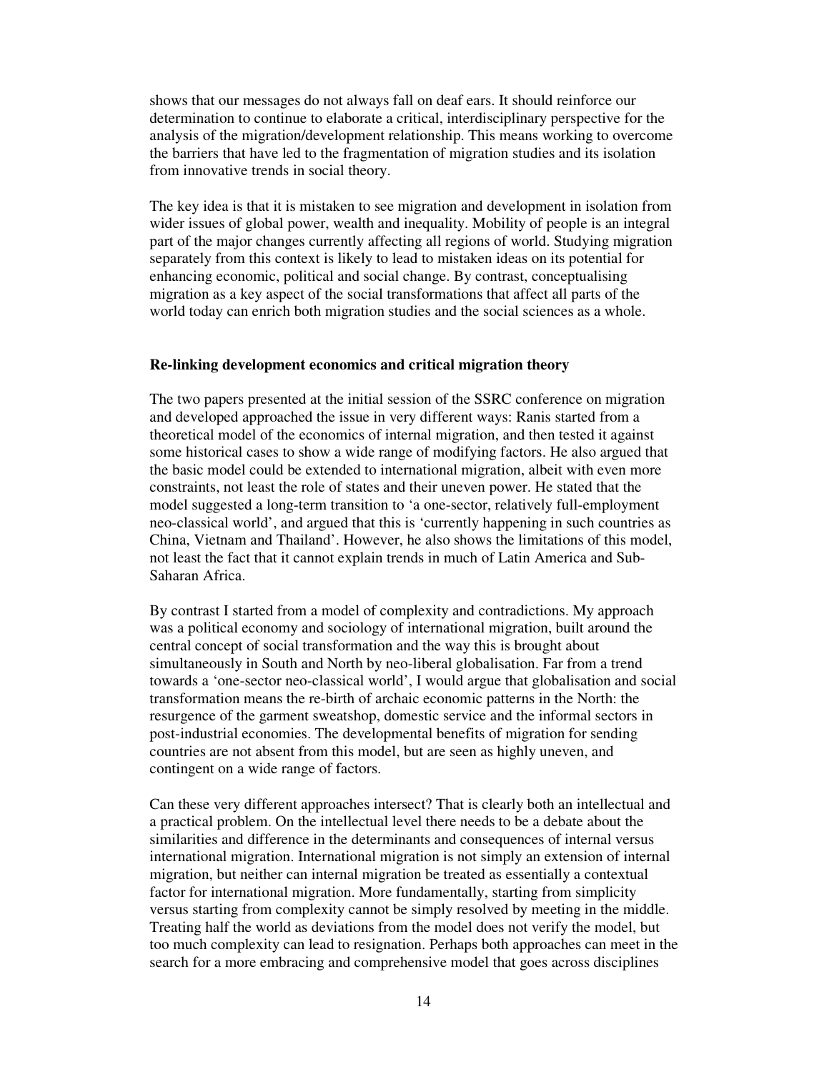shows that our messages do not always fall on deaf ears. It should reinforce our determination to continue to elaborate a critical, interdisciplinary perspective for the analysis of the migration/development relationship. This means working to overcome the barriers that have led to the fragmentation of migration studies and its isolation from innovative trends in social theory.

The key idea is that it is mistaken to see migration and development in isolation from wider issues of global power, wealth and inequality. Mobility of people is an integral part of the major changes currently affecting all regions of world. Studying migration separately from this context is likely to lead to mistaken ideas on its potential for enhancing economic, political and social change. By contrast, conceptualising migration as a key aspect of the social transformations that affect all parts of the world today can enrich both migration studies and the social sciences as a whole.

**Re-linking development economics and critical migration theory**

The two papers presented at the initial session of the SSRC conference on migration and developed approached the issue in very different ways: Ranis started from a theoretical model of the economics of internal migration, and then tested it against some historical cases to show a wide range of modifying factors. He also argued that the basic model could be extended to international migration, albeit with even more constraints, not least the role of states and their uneven power. He stated that the model suggested a long-term transition to 'a one-sector, relatively full-employment neo-classical world', and argued that this is 'currently happening in such countries as China, Vietnam and Thailand'. However, he also shows the limitations of this model, not least the fact that it cannot explain trends in much of Latin America and Sub-Saharan Africa.

By contrast I started from a model of complexity and contradictions. My approach was a political economy and sociology of international migration, built around the central concept of social transformation and the way this is brought about simultaneously in South and North by neo-liberal globalisation. Far from a trend towards a 'one-sector neo-classical world', I would argue that globalisation and social transformation means the re-birth of archaic economic patterns in the North: the resurgence of the garment sweatshop, domestic service and the informal sectors in post-industrial economies. The developmental benefits of migration for sending countries are not absent from this model, but are seen as highly uneven, and contingent on a wide range of factors.

Can these very different approaches intersect? That is clearly both an intellectual and a practical problem. On the intellectual level there needs to be a debate about the similarities and difference in the determinants and consequences of internal versus international migration. International migration is not simply an extension of internal migration, but neither can internal migration be treated as essentially a contextual factor for international migration. More fundamentally, starting from simplicity versus starting from complexity cannot be simply resolved by meeting in the middle. Treating half the world as deviations from the model does not verify the model, but too much complexity can lead to resignation. Perhaps both approaches can meet in the search for a more embracing and comprehensive model that goes across disciplines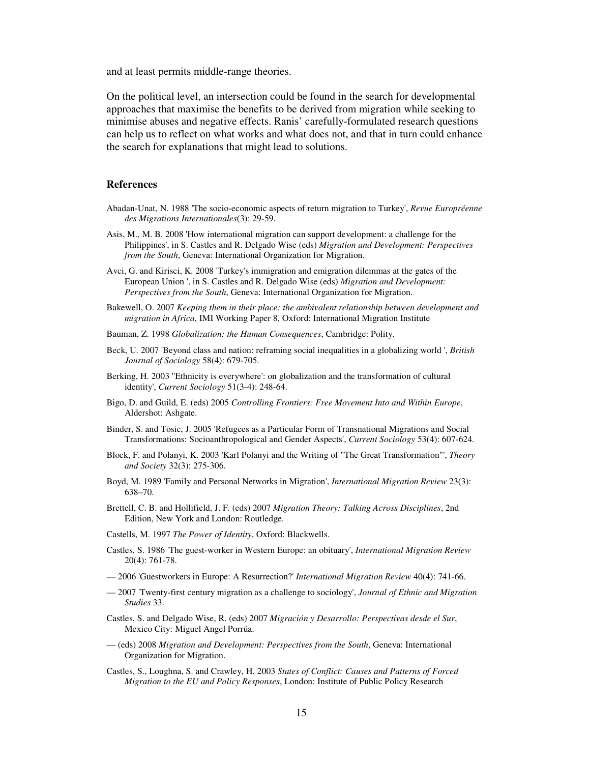and at least permits middle-range theories.

On the political level, an intersection could be found in the search for developmental approaches that maximise the benefits to be derived from migration while seeking to minimise abuses and negative effects. Ranis' carefully-formulated research questions can help us to reflect on what works and what does not, and that in turn could enhance the search for explanations that might lead to solutions.

## References

Abadan-Unat, N. 1988 'The socio-economic aspects of return migration to Turkey', *Revue Europréenne des Migrations Internationales*(3): 29-59.

Asis, M., M. B. 2008 'How international migration can support development: a challenge for the Philippines', in S. Castles and R. Delgado Wise (eds) *Migration and Development: Perspectives from the South*, Geneva: International Organization for Migration.

Avci, G. and Kirisci, K. 2008 'Turkey's immigration and emigration dilemmas at the gates of the European Union ', in S. Castles and R. Delgado Wise (eds) *Migration and Development: Perspectives from the South*, Geneva: International Organization for Migration.

Bakewell, O. 2007 *Keeping them in their place: the ambivalent relationship between development and migration in Africa*, IMI Working Paper 8, Oxford: International Migration Institute

Bauman, Z. 1998 *Globalization: the Human Consequences*, Cambridge: Polity.

Beck, U. 2007 'Beyond class and nation: reframing social inequalities in a globalizing world ', *British Journal of Sociology* 58(4): 679-705.

Berking, H. 2003 ''Ethnicity is everywhere': on globalization and the transformation of cultural identity', *Current Sociology* 51(3-4): 248-64.

Bigo, D. and Guild, E. (eds) 2005 *Controlling Frontiers: Free Movement Into and Within Europe*, Aldershot: Ashgate.

Binder, S. and Tosic, J. 2005 'Refugees as a Particular Form of Transnational Migrations and Social Transformations: Socioanthropological and Gender Aspects', *Current Sociology* 53(4): 607-624.

Block, F. and Polanyi, K. 2003 'Karl Polanyi and the Writing of "The Great Transformation"', *Theory and Society* 32(3): 275-306.

Boyd, M. 1989 'Family and Personal Networks in Migration', *International Migration Review* 23(3): 638–70.

Brettell, C. B. and Hollifield, J. F. (eds) 2007 *Migration Theory: Talking Across Disciplines*, 2nd Edition, New York and London: Routledge.

Castells, M. 1997 *The Power of Identity*, Oxford: Blackwells.

Castles, S. 1986 'The guest-worker in Western Europe: an obituary', *International Migration Review* 20(4): 761-78.

— 2006 'Guestworkers in Europe: A Resurrection?' *International Migration Review* 40(4): 741-66.

— 2007 'Twenty-first century migration as a challenge to sociology', *Journal of Ethnic and Migration Studies* 33.

Castles, S. and Delgado Wise, R. (eds) 2007 *Migración y Desarrollo: Perspectivas desde el Sur*, Mexico City: Miguel Angel Porrúa.

— (eds) 2008 *Migration and Development: Perspectives from the South*, Geneva: International Organization for Migration.

Castles, S., Loughna, S. and Crawley, H. 2003 *States of Conflict: Causes and Patterns of Forced Migration to the EU and Policy Responses*, London: Institute of Public Policy Research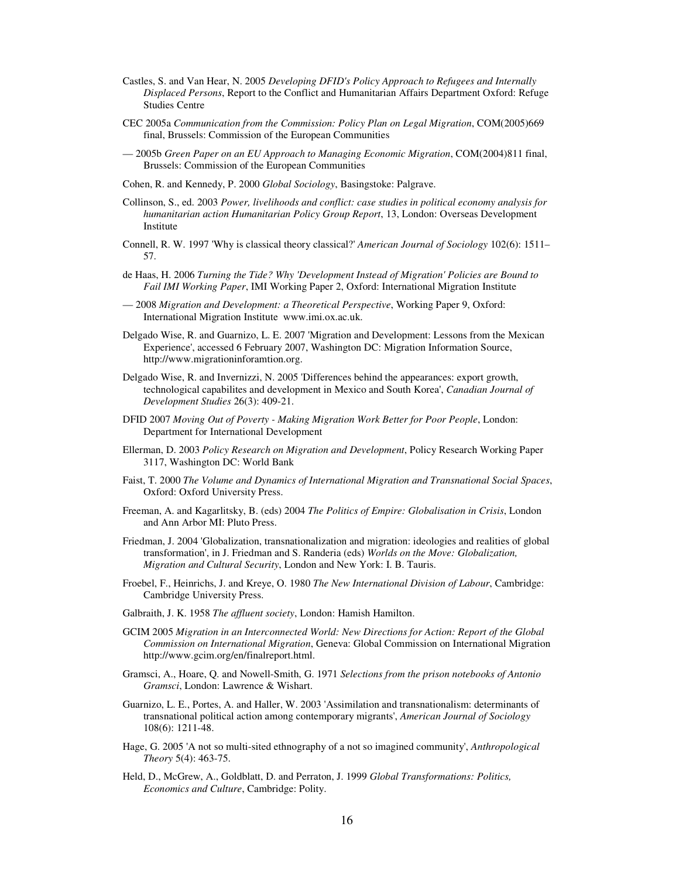Castles, S. and Van Hear, N. 2005 *Developing DFID's Policy Approach to Refugees and Internally Displaced Persons*, Report to the Conflict and Humanitarian Affairs Department Oxford: Refuge Studies Centre

CEC 2005a *Communication from the Commission: Policy Plan on Legal Migration*, COM(2005)669 final, Brussels: Commission of the European Communities

— 2005b *Green Paper on an EU Approach to Managing Economic Migration*, COM(2004)811 final, Brussels: Commission of the European Communities

Cohen, R. and Kennedy, P. 2000 *Global Sociology*, Basingstoke: Palgrave.

Collinson, S., ed. 2003 *Power, livelihoods and conflict: case studies in political economy analysis for humanitarian action Humanitarian Policy Group Report*, 13, London: Overseas Development Institute

Connell, R. W. 1997 'Why is classical theory classical?' *American Journal of Sociology* 102(6): 1511–57.

de Haas, H. 2006 *Turning the Tide? Why 'Development Instead of Migration' Policies are Bound to Fail IMI Working Paper*, IMI Working Paper 2, Oxford: International Migration Institute

— 2008 *Migration and Development: a Theoretical Perspective*, Working Paper 9, Oxford: International Migration Institute www.imi.ox.ac.uk.

Delgado Wise, R. and Guarnizo, L. E. 2007 'Migration and Development: Lessons from the Mexican Experience', accessed 6 February 2007, Washington DC: Migration Information Source, http://www.migrationinforamtion.org.

Delgado Wise, R. and Invernizzi, N. 2005 'Differences behind the appearances: export growth, technological capabilites and development in Mexico and South Korea', *Canadian Journal of Development Studies* 26(3): 409-21.

DFID 2007 *Moving Out of Poverty - Making Migration Work Better for Poor People*, London: Department for International Development

Ellerman, D. 2003 *Policy Research on Migration and Development*, Policy Research Working Paper 3117, Washington DC: World Bank

Faist, T. 2000 *The Volume and Dynamics of International Migration and Transnational Social Spaces*, Oxford: Oxford University Press.

Freeman, A. and Kagarlitsky, B. (eds) 2004 *The Politics of Empire: Globalisation in Crisis*, London and Ann Arbor MI: Pluto Press.

Friedman, J. 2004 'Globalization, transnationalization and migration: ideologies and realities of global transformation', in J. Friedman and S. Randeria (eds) *Worlds on the Move: Globalization, Migration and Cultural Security*, London and New York: I. B. Tauris.

Froebel, F., Heinrichs, J. and Kreye, O. 1980 *The New International Division of Labour*, Cambridge: Cambridge University Press.

Galbraith, J. K. 1958 *The affluent society*, London: Hamish Hamilton.

GCIM 2005 *Migration in an Interconnected World: New Directions for Action: Report of the Global Commission on International Migration*, Geneva: Global Commission on International Migration http://www.gcim.org/en/finalreport.html.

Gramsci, A., Hoare, Q. and Nowell-Smith, G. 1971 *Selections from the prison notebooks of Antonio Gramsci*, London: Lawrence & Wishart.

Guarnizo, L. E., Portes, A. and Haller, W. 2003 'Assimilation and transnationalism: determinants of transnational political action among contemporary migrants', *American Journal of Sociology* 108(6): 1211-48.

Hage, G. 2005 'A not so multi-sited ethnography of a not so imagined community', *Anthropological Theory* 5(4): 463-75.

Held, D., McGrew, A., Goldblatt, D. and Perraton, J. 1999 *Global Transformations: Politics, Economics and Culture*, Cambridge: Polity.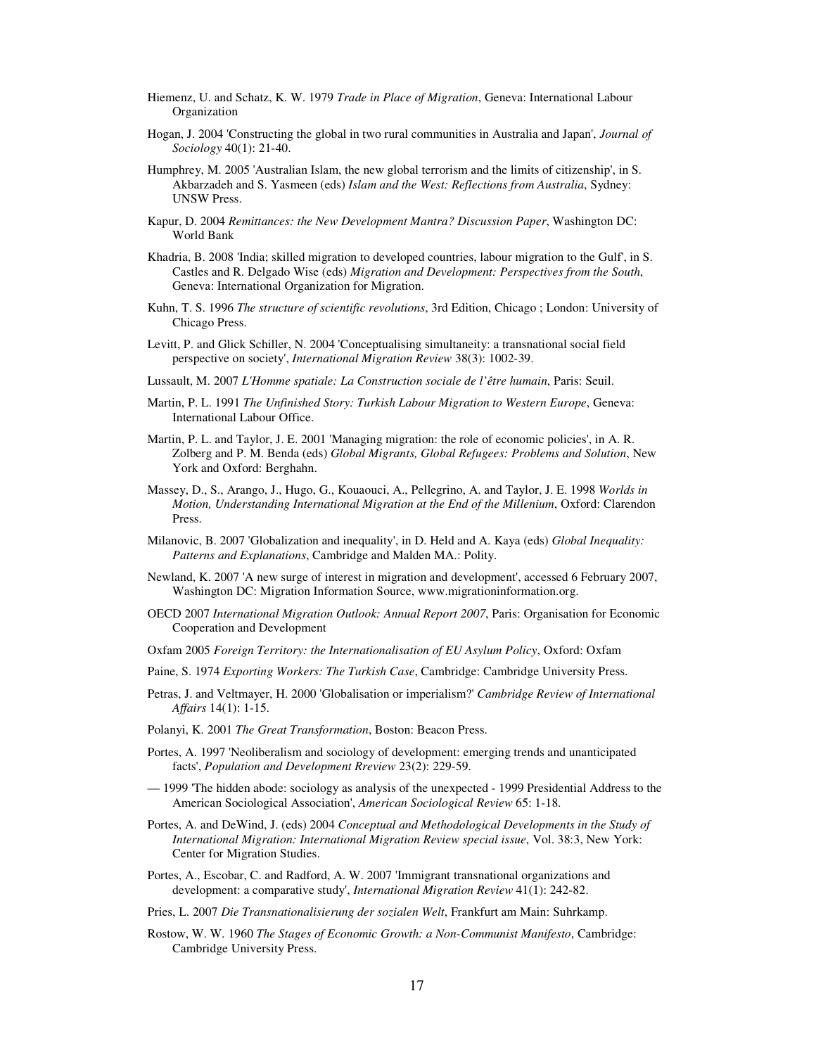Hiemenz, U. and Schatz, K. W. 1979 *Trade in Place of Migration*, Geneva: International Labour Organization

Hogan, J. 2004 'Constructing the global in two rural communities in Australia and Japan', *Journal of Sociology* 40(1): 21-40.

Humphrey, M. 2005 'Australian Islam, the new global terrorism and the limits of citizenship', in S. Akbarzadeh and S. Yasmeen (eds) *Islam and the West: Reflections from Australia*, Sydney: UNSW Press.

Kapur, D. 2004 *Remittances: the New Development Mantra? Discussion Paper*, Washington DC: World Bank

Khadria, B. 2008 'India; skilled migration to developed countries, labour migration to the Gulf', in S. Castles and R. Delgado Wise (eds) *Migration and Development: Perspectives from the South*, Geneva: International Organization for Migration.

Kuhn, T. S. 1996 *The structure of scientific revolutions*, 3rd Edition, Chicago ; London: University of Chicago Press.

Levitt, P. and Glick Schiller, N. 2004 'Conceptualising simultaneity: a transnational social field perspective on society', *International Migration Review* 38(3): 1002-39.

Lussault, M. 2007 *L'Homme spatiale: La Construction sociale de l'être humain*, Paris: Seuil.

Martin, P. L. 1991 *The Unfinished Story: Turkish Labour Migration to Western Europe*, Geneva: International Labour Office.

Martin, P. L. and Taylor, J. E. 2001 'Managing migration: the role of economic policies', in A. R. Zolberg and P. M. Benda (eds) *Global Migrants, Global Refugees: Problems and Solution*, New York and Oxford: Berghahn.

Massey, D., S., Arango, J., Hugo, G., Kouaouci, A., Pellegrino, A. and Taylor, J. E. 1998 *Worlds in Motion, Understanding International Migration at the End of the Millenium*, Oxford: Clarendon Press.

Milanovic, B. 2007 'Globalization and inequality', in D. Held and A. Kaya (eds) *Global Inequality: Patterns and Explanations*, Cambridge and Malden MA.: Polity.

Newland, K. 2007 'A new surge of interest in migration and development', accessed 6 February 2007, Washington DC: Migration Information Source, www.migrationinformation.org.

OECD 2007 *International Migration Outlook: Annual Report 2007*, Paris: Organisation for Economic Cooperation and Development

Oxfam 2005 *Foreign Territory: the Internationalisation of EU Asylum Policy*, Oxford: Oxfam

Paine, S. 1974 *Exporting Workers: The Turkish Case*, Cambridge: Cambridge University Press.

Petras, J. and Veltmayer, H. 2000 'Globalisation or imperialism?' *Cambridge Review of International Affairs* 14(1): 1-15.

Polanyi, K. 2001 *The Great Transformation*, Boston: Beacon Press.

Portes, A. 1997 'Neoliberalism and sociology of development: emerging trends and unanticipated facts', *Population and Development Rreview* 23(2): 229-59.

— 1999 'The hidden abode: sociology as analysis of the unexpected - 1999 Presidential Address to the American Sociological Association', *American Sociological Review* 65: 1-18.

Portes, A. and DeWind, J. (eds) 2004 *Conceptual and Methodological Developments in the Study of International Migration: International Migration Review special issue*, Vol. 38:3, New York: Center for Migration Studies.

Portes, A., Escobar, C. and Radford, A. W. 2007 'Immigrant transnational organizations and development: a comparative study', *International Migration Review* 41(1): 242-82.

Pries, L. 2007 *Die Transnationalisierung der sozialen Welt*, Frankfurt am Main: Suhrkamp.

Rostow, W. W. 1960 *The Stages of Economic Growth: a Non-Communist Manifesto*, Cambridge: Cambridge University Press.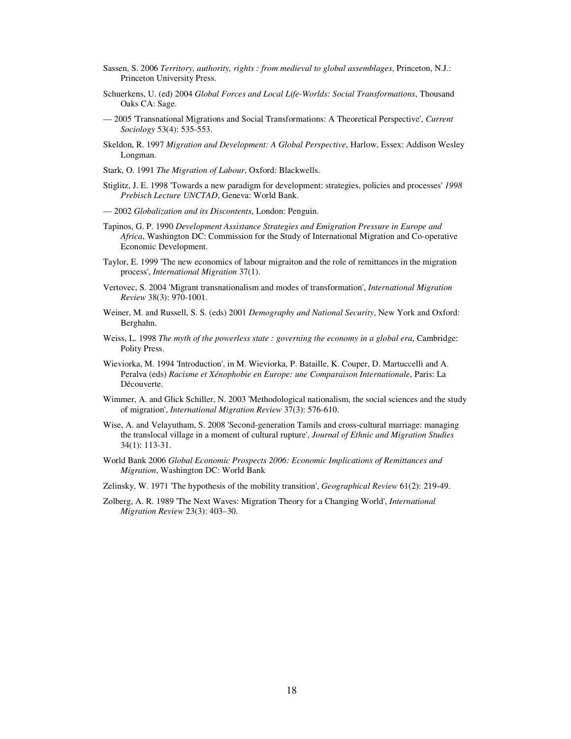Sassen, S. 2006 *Territory, authority, rights : from medieval to global assemblages*, Princeton, N.J.: Princeton University Press.

Schuerkens, U. (ed) 2004 *Global Forces and Local Life-Worlds: Social Transformations*, Thousand Oaks CA: Sage.

— 2005 'Transnational Migrations and Social Transformations: A Theoretical Perspective', *Current Sociology* 53(4): 535-553.

Skeldon, R. 1997 *Migration and Development: A Global Perspective*, Harlow, Essex: Addison Wesley Longman.

Stark, O. 1991 *The Migration of Labour*, Oxford: Blackwells.

Stiglitz, J. E. 1998 'Towards a new paradigm for development: strategies, policies and processes' *1998 Prebisch Lecture UNCTAD*, Geneva: World Bank.

— 2002 *Globalization and its Discontents*, London: Penguin.

Tapinos, G. P. 1990 *Development Assistance Strategies and Emigration Pressure in Europe and Africa*, Washington DC: Commission for the Study of International Migration and Co-operative Economic Development.

Taylor, E. 1999 'The new economics of labour migraiton and the role of remittances in the migration process', *International Migration* 37(1).

Vertovec, S. 2004 'Migrant transnationalism and modes of transformation', *International Migration Review* 38(3): 970-1001.

Weiner, M. and Russell, S. S. (eds) 2001 *Demography and National Security*, New York and Oxford: Berghahn.

Weiss, L. 1998 *The myth of the powerless state : governing the economy in a global era*, Cambridge: Polity Press.

Wieviorka, M. 1994 'Introduction', in M. Wieviorka, P. Bataille, K. Couper, D. Martuccelli and A. Peralva (eds) *Racisme et Xénophobie en Europe: une Comparaison Internationale*, Paris: La Découverte.

Wimmer, A. and Glick Schiller, N. 2003 'Methodological nationalism, the social sciences and the study of migration', *International Migration Review* 37(3): 576-610.

Wise, A. and Velayutham, S. 2008 'Second-generation Tamils and cross-cultural marriage: managing the translocal village in a moment of cultural rupture', *Journal of Ethnic and Migration Studies* 34(1): 113-31.

World Bank 2006 *Global Economic Prospects 2006: Economic Implications of Remittances and Migration*, Washington DC: World Bank

Zelinsky, W. 1971 'The hypothesis of the mobility transition', *Geographical Review* 61(2): 219-49.

Zolberg, A. R. 1989 'The Next Waves: Migration Theory for a Changing World', *International Migration Review* 23(3): 403–30.